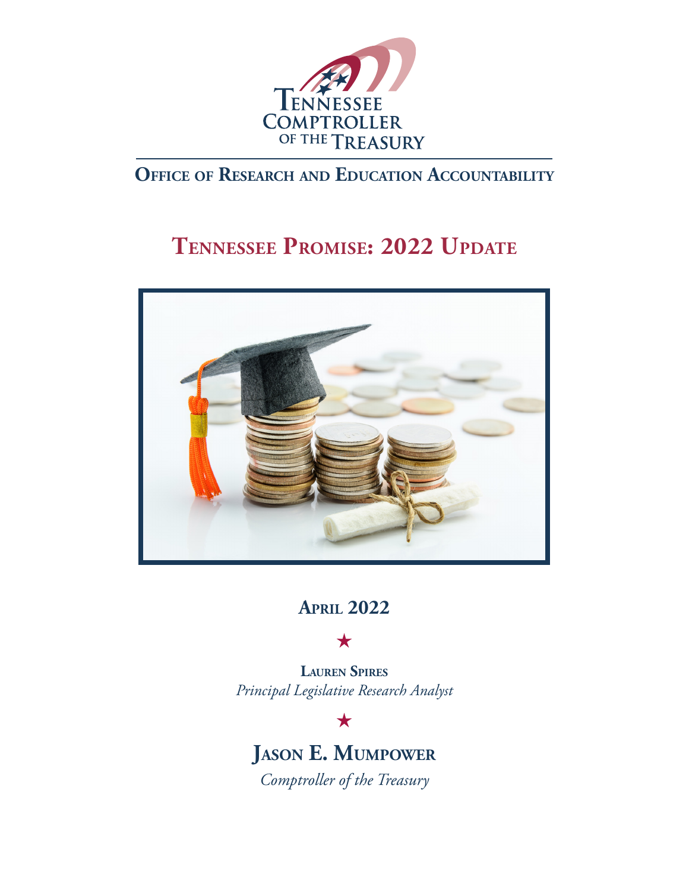Tennessee Comptroller of the Treasury

## Office of Research and Education Accountability

# Tennessee Promise: 2022 Update

**April 2022**

★

**Lauren Spires**
*Principal Legislative Research Analyst*

★

**Jason E. Mumpower**
*Comptroller of the Treasury*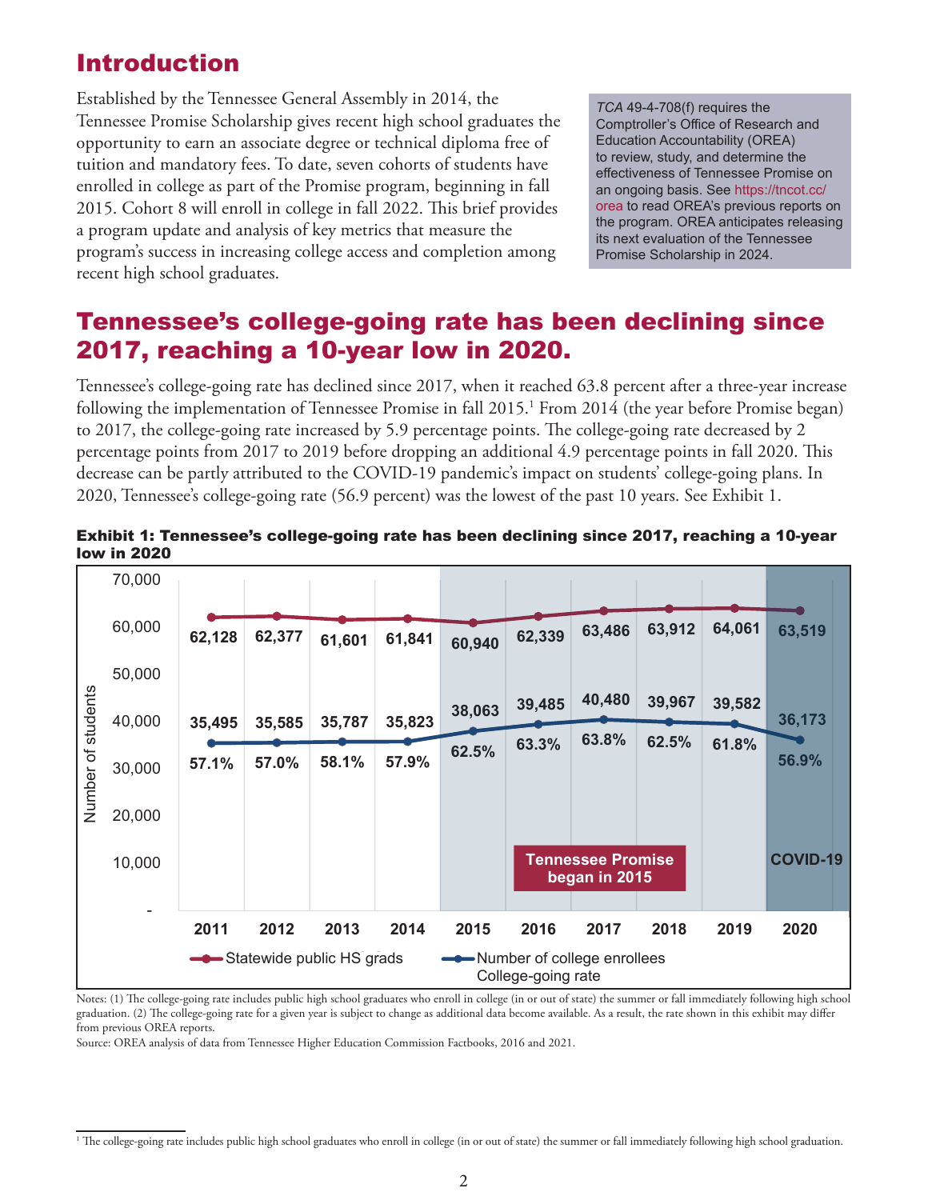# Introduction

Established by the Tennessee General Assembly in 2014, the Tennessee Promise Scholarship gives recent high school graduates the opportunity to earn an associate degree or technical diploma free of tuition and mandatory fees. To date, seven cohorts of students have enrolled in college as part of the Promise program, beginning in fall 2015. Cohort 8 will enroll in college in fall 2022. This brief provides a program update and analysis of key metrics that measure the program's success in increasing college access and completion among recent high school graduates.

> *TCA* 49-4-708(f) requires the Comptroller's Office of Research and Education Accountability (OREA) to review, study, and determine the effectiveness of Tennessee Promise on an ongoing basis. See https://tncot.cc/orea to read OREA's previous reports on the program. OREA anticipates releasing its next evaluation of the Tennessee Promise Scholarship in 2024.

## Tennessee's college-going rate has been declining since 2017, reaching a 10-year low in 2020.

Tennessee's college-going rate has declined since 2017, when it reached 63.8 percent after a three-year increase following the implementation of Tennessee Promise in fall 2015.[1] From 2014 (the year before Promise began) to 2017, the college-going rate increased by 5.9 percentage points. The college-going rate decreased by 2 percentage points from 2017 to 2019 before dropping an additional 4.9 percentage points in fall 2020. This decrease can be partly attributed to the COVID-19 pandemic's impact on students' college-going plans. In 2020, Tennessee's college-going rate (56.9 percent) was the lowest of the past 10 years. See Exhibit 1.

**Exhibit 1: Tennessee's college-going rate has been declining since 2017, reaching a 10-year low in 2020**

| Year | Statewide public HS grads | Number of college enrollees | College-going rate |
|---|---|---|---|
| 2011 | 62,128 | 35,495 | 57.1% |
| 2012 | 62,377 | 35,585 | 57.0% |
| 2013 | 61,601 | 35,787 | 58.1% |
| 2014 | 61,841 | 35,823 | 57.9% |
| 2015 | 60,940 | 38,063 | 62.5% |
| 2016 | 62,339 | 39,485 | 63.3% |
| 2017 | 63,486 | 40,480 | 63.8% |
| 2018 | 63,912 | 39,967 | 62.5% |
| 2019 | 64,061 | 39,582 | 61.8% |
| 2020 | 63,519 | 36,173 | 56.9% |

Tennessee Promise began in 2015. COVID-19 (2020).

Notes: (1) The college-going rate includes public high school graduates who enroll in college (in or out of state) the summer or fall immediately following high school graduation. (2) The college-going rate for a given year is subject to change as additional data become available. As a result, the rate shown in this exhibit may differ from previous OREA reports.
Source: OREA analysis of data from Tennessee Higher Education Commission Factbooks, 2016 and 2021.

[1] The college-going rate includes public high school graduates who enroll in college (in or out of state) the summer or fall immediately following high school graduation.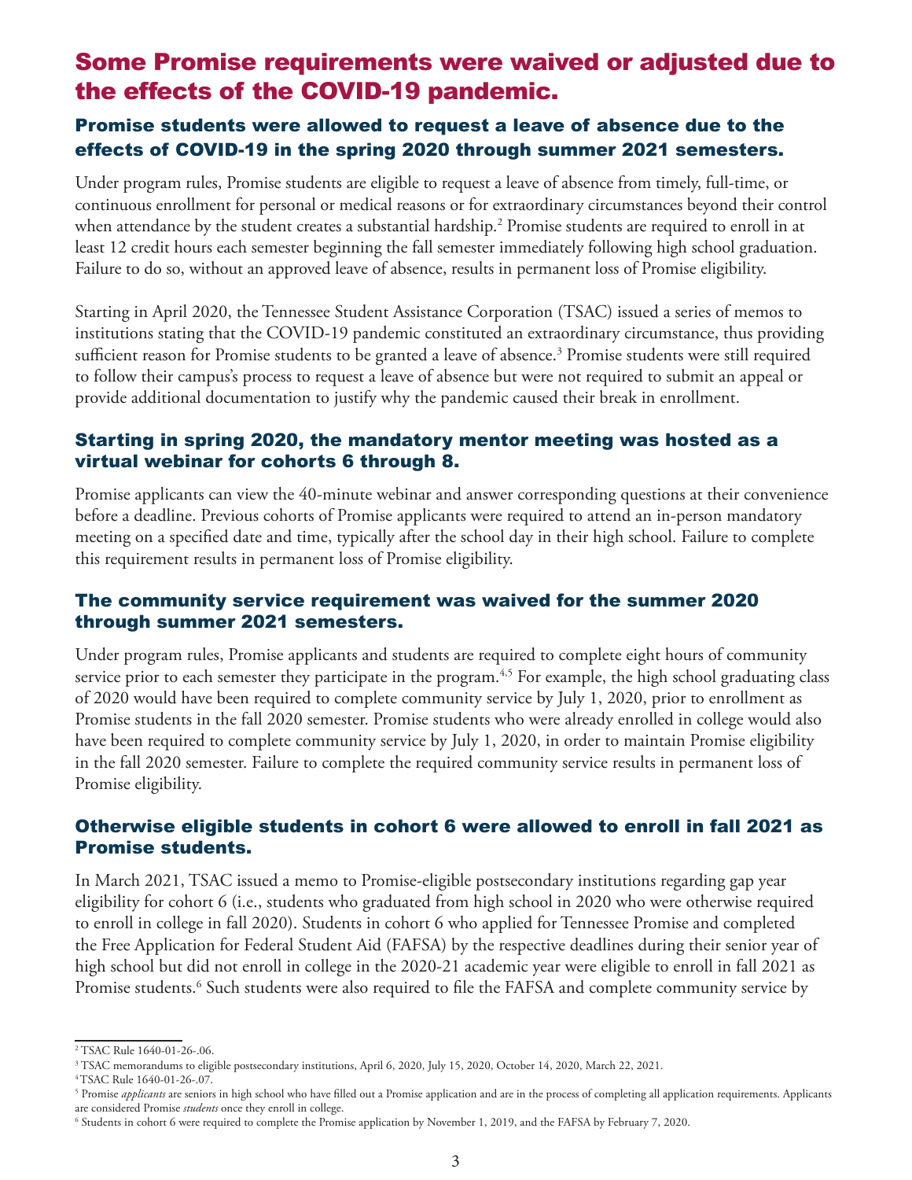## Some Promise requirements were waived or adjusted due to the effects of the COVID-19 pandemic.

### Promise students were allowed to request a leave of absence due to the effects of COVID-19 in the spring 2020 through summer 2021 semesters.

Under program rules, Promise students are eligible to request a leave of absence from timely, full-time, or continuous enrollment for personal or medical reasons or for extraordinary circumstances beyond their control when attendance by the student creates a substantial hardship.[2] Promise students are required to enroll in at least 12 credit hours each semester beginning the fall semester immediately following high school graduation. Failure to do so, without an approved leave of absence, results in permanent loss of Promise eligibility.

Starting in April 2020, the Tennessee Student Assistance Corporation (TSAC) issued a series of memos to institutions stating that the COVID-19 pandemic constituted an extraordinary circumstance, thus providing sufficient reason for Promise students to be granted a leave of absence.[3] Promise students were still required to follow their campus's process to request a leave of absence but were not required to submit an appeal or provide additional documentation to justify why the pandemic caused their break in enrollment.

### Starting in spring 2020, the mandatory mentor meeting was hosted as a virtual webinar for cohorts 6 through 8.

Promise applicants can view the 40-minute webinar and answer corresponding questions at their convenience before a deadline. Previous cohorts of Promise applicants were required to attend an in-person mandatory meeting on a specified date and time, typically after the school day in their high school. Failure to complete this requirement results in permanent loss of Promise eligibility.

### The community service requirement was waived for the summer 2020 through summer 2021 semesters.

Under program rules, Promise applicants and students are required to complete eight hours of community service prior to each semester they participate in the program.[4,5] For example, the high school graduating class of 2020 would have been required to complete community service by July 1, 2020, prior to enrollment as Promise students in the fall 2020 semester. Promise students who were already enrolled in college would also have been required to complete community service by July 1, 2020, in order to maintain Promise eligibility in the fall 2020 semester. Failure to complete the required community service results in permanent loss of Promise eligibility.

### Otherwise eligible students in cohort 6 were allowed to enroll in fall 2021 as Promise students.

In March 2021, TSAC issued a memo to Promise-eligible postsecondary institutions regarding gap year eligibility for cohort 6 (i.e., students who graduated from high school in 2020 who were otherwise required to enroll in college in fall 2020). Students in cohort 6 who applied for Tennessee Promise and completed the Free Application for Federal Student Aid (FAFSA) by the respective deadlines during their senior year of high school but did not enroll in college in the 2020-21 academic year were eligible to enroll in fall 2021 as Promise students.[6] Such students were also required to file the FAFSA and complete community service by

---

[2] TSAC Rule 1640-01-26-.06.

[3] TSAC memorandums to eligible postsecondary institutions, April 6, 2020, July 15, 2020, October 14, 2020, March 22, 2021.

[4] TSAC Rule 1640-01-26-.07.

[5] Promise *applicants* are seniors in high school who have filled out a Promise application and are in the process of completing all application requirements. Applicants are considered Promise *students* once they enroll in college.

[6] Students in cohort 6 were required to complete the Promise application by November 1, 2019, and the FAFSA by February 7, 2020.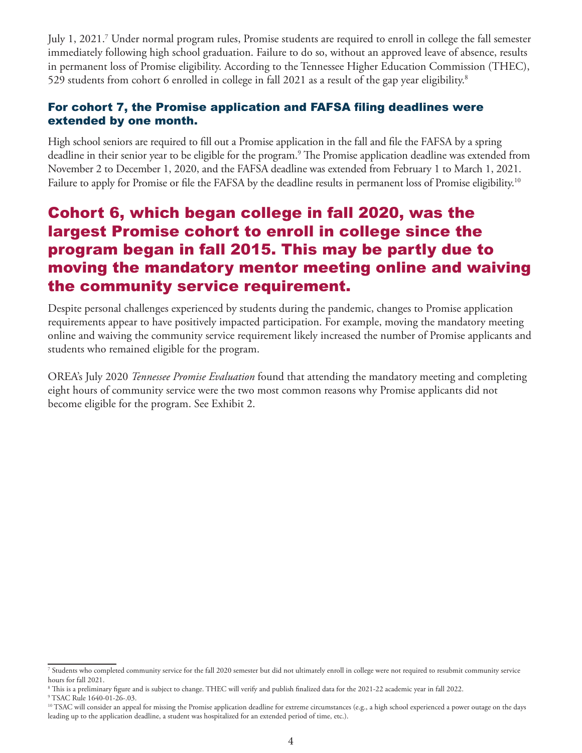July 1, 2021.[7] Under normal program rules, Promise students are required to enroll in college the fall semester immediately following high school graduation. Failure to do so, without an approved leave of absence, results in permanent loss of Promise eligibility. According to the Tennessee Higher Education Commission (THEC), 529 students from cohort 6 enrolled in college in fall 2021 as a result of the gap year eligibility.[8]

### For cohort 7, the Promise application and FAFSA filing deadlines were extended by one month.

High school seniors are required to fill out a Promise application in the fall and file the FAFSA by a spring deadline in their senior year to be eligible for the program.[9] The Promise application deadline was extended from November 2 to December 1, 2020, and the FAFSA deadline was extended from February 1 to March 1, 2021. Failure to apply for Promise or file the FAFSA by the deadline results in permanent loss of Promise eligibility.[10]

## Cohort 6, which began college in fall 2020, was the largest Promise cohort to enroll in college since the program began in fall 2015. This may be partly due to moving the mandatory mentor meeting online and waiving the community service requirement.

Despite personal challenges experienced by students during the pandemic, changes to Promise application requirements appear to have positively impacted participation. For example, moving the mandatory meeting online and waiving the community service requirement likely increased the number of Promise applicants and students who remained eligible for the program.

OREA's July 2020 *Tennessee Promise Evaluation* found that attending the mandatory meeting and completing eight hours of community service were the two most common reasons why Promise applicants did not become eligible for the program. See Exhibit 2.

---

[7] Students who completed community service for the fall 2020 semester but did not ultimately enroll in college were not required to resubmit community service hours for fall 2021.

[8] This is a preliminary figure and is subject to change. THEC will verify and publish finalized data for the 2021-22 academic year in fall 2022.

[9] TSAC Rule 1640-01-26-.03.

[10] TSAC will consider an appeal for missing the Promise application deadline for extreme circumstances (e.g., a high school experienced a power outage on the days leading up to the application deadline, a student was hospitalized for an extended period of time, etc.).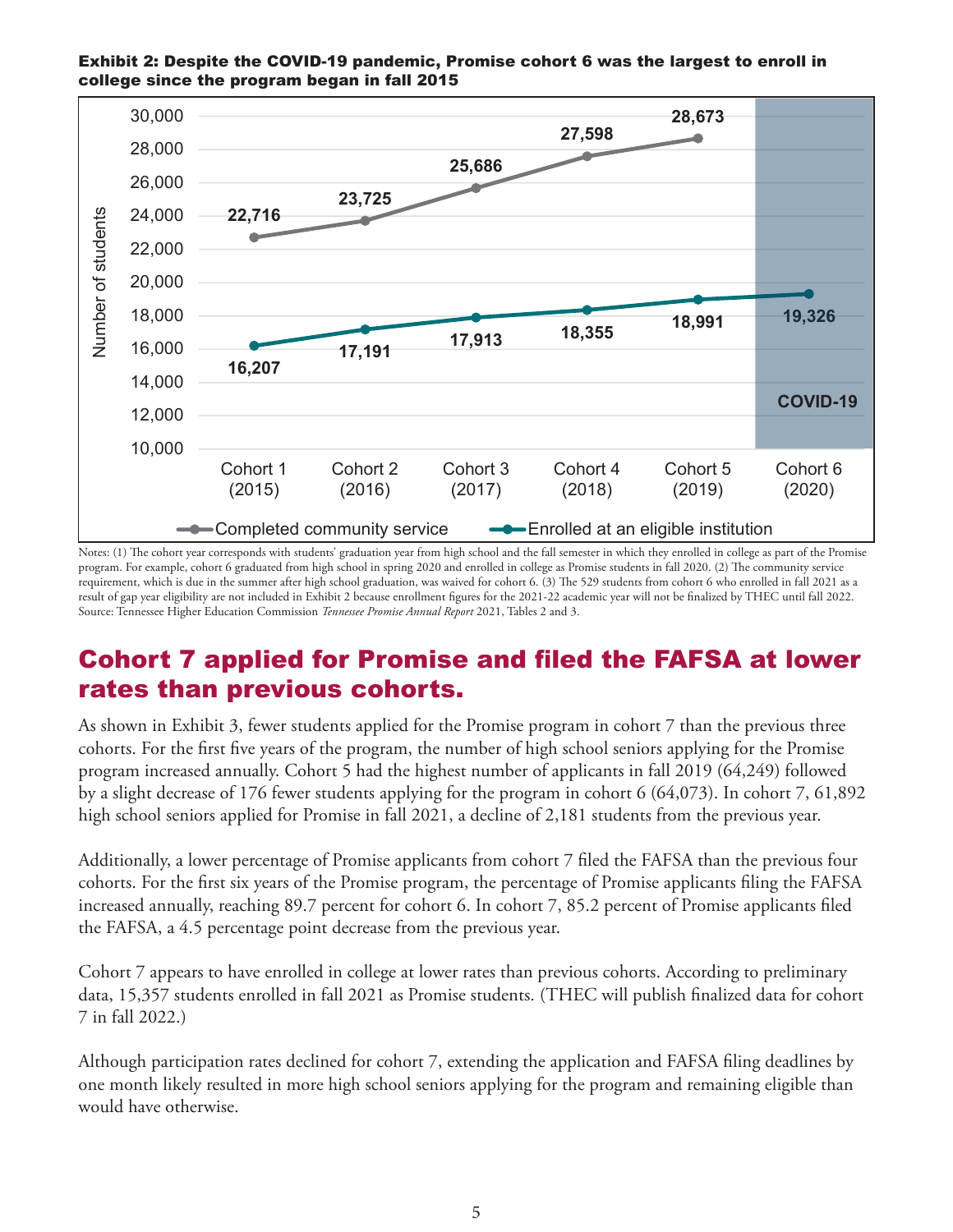**Exhibit 2: Despite the COVID-19 pandemic, Promise cohort 6 was the largest to enroll in college since the program began in fall 2015**

| | Cohort 1 (2015) | Cohort 2 (2016) | Cohort 3 (2017) | Cohort 4 (2018) | Cohort 5 (2019) | Cohort 6 (2020) |
|---|---|---|---|---|---|---|
| Completed community service | 22,716 | 23,725 | 25,686 | 27,598 | 28,673 | |
| Enrolled at an eligible institution | 16,207 | 17,191 | 17,913 | 18,355 | 18,991 | 19,326 |

COVID-19

Notes: (1) The cohort year corresponds with students' graduation year from high school and the fall semester in which they enrolled in college as part of the Promise program. For example, cohort 6 graduated from high school in spring 2020 and enrolled in college as Promise students in fall 2020. (2) The community service requirement, which is due in the summer after high school graduation, was waived for cohort 6. (3) The 529 students from cohort 6 who enrolled in fall 2021 as a result of gap year eligibility are not included in Exhibit 2 because enrollment figures for the 2021-22 academic year will not be finalized by THEC until fall 2022.
Source: Tennessee Higher Education Commission *Tennessee Promise Annual Report* 2021, Tables 2 and 3.

## Cohort 7 applied for Promise and filed the FAFSA at lower rates than previous cohorts.

As shown in Exhibit 3, fewer students applied for the Promise program in cohort 7 than the previous three cohorts. For the first five years of the program, the number of high school seniors applying for the Promise program increased annually. Cohort 5 had the highest number of applicants in fall 2019 (64,249) followed by a slight decrease of 176 fewer students applying for the program in cohort 6 (64,073). In cohort 7, 61,892 high school seniors applied for Promise in fall 2021, a decline of 2,181 students from the previous year.

Additionally, a lower percentage of Promise applicants from cohort 7 filed the FAFSA than the previous four cohorts. For the first six years of the Promise program, the percentage of Promise applicants filing the FAFSA increased annually, reaching 89.7 percent for cohort 6. In cohort 7, 85.2 percent of Promise applicants filed the FAFSA, a 4.5 percentage point decrease from the previous year.

Cohort 7 appears to have enrolled in college at lower rates than previous cohorts. According to preliminary data, 15,357 students enrolled in fall 2021 as Promise students. (THEC will publish finalized data for cohort 7 in fall 2022.)

Although participation rates declined for cohort 7, extending the application and FAFSA filing deadlines by one month likely resulted in more high school seniors applying for the program and remaining eligible than would have otherwise.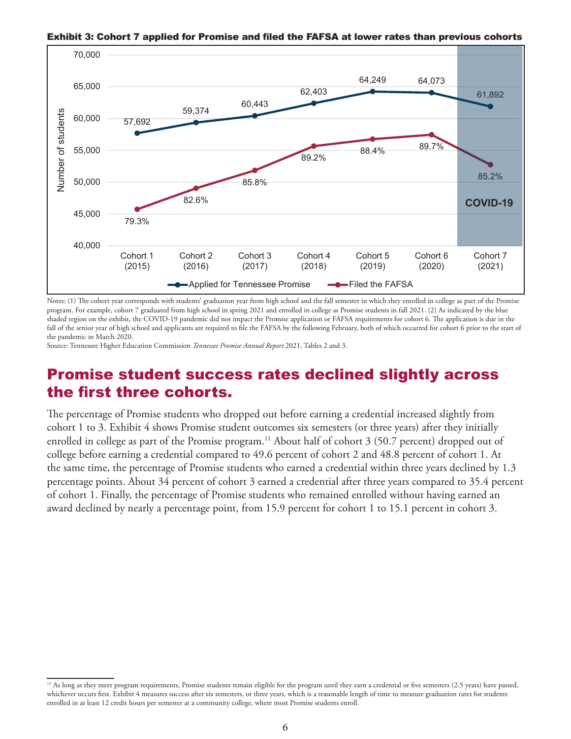**Exhibit 3: Cohort 7 applied for Promise and filed the FAFSA at lower rates than previous cohorts**

| | Cohort 1 (2015) | Cohort 2 (2016) | Cohort 3 (2017) | Cohort 4 (2018) | Cohort 5 (2019) | Cohort 6 (2020) | Cohort 7 (2021) |
|---|---|---|---|---|---|---|---|
| Applied for Tennessee Promise | 57,692 | 59,374 | 60,443 | 62,403 | 64,249 | 64,073 | 61,892 |
| Filed the FAFSA | 79.3% | 82.6% | 85.8% | 89.2% | 88.4% | 89.7% | 85.2% |

Cohort 7 (2021) is shaded as COVID-19.

Notes: (1) The cohort year corresponds with students' graduation year from high school and the fall semester in which they enrolled in college as part of the Promise program. For example, cohort 7 graduated from high school in spring 2021 and enrolled in college as Promise students in fall 2021. (2) As indicated by the blue shaded region on the exhibit, the COVID-19 pandemic did not impact the Promise application or FAFSA requirements for cohort 6. The application is due in the fall of the senior year of high school and applicants are required to file the FAFSA by the following February, both of which occurred for cohort 6 prior to the start of the pandemic in March 2020.

Source: Tennessee Higher Education Commission *Tennessee Promise Annual Report* 2021, Tables 2 and 3.

## Promise student success rates declined slightly across the first three cohorts.

The percentage of Promise students who dropped out before earning a credential increased slightly from cohort 1 to 3. Exhibit 4 shows Promise student outcomes six semesters (or three years) after they initially enrolled in college as part of the Promise program.[11] About half of cohort 3 (50.7 percent) dropped out of college before earning a credential compared to 49.6 percent of cohort 2 and 48.8 percent of cohort 1. At the same time, the percentage of Promise students who earned a credential within three years declined by 1.3 percentage points. About 34 percent of cohort 3 earned a credential after three years compared to 35.4 percent of cohort 1. Finally, the percentage of Promise students who remained enrolled without having earned an award declined by nearly a percentage point, from 15.9 percent for cohort 1 to 15.1 percent in cohort 3.

[11] As long as they meet program requirements, Promise students remain eligible for the program until they earn a credential or five semesters (2.5 years) have passed, whichever occurs first. Exhibit 4 measures success after six semesters, or three years, which is a reasonable length of time to measure graduation rates for students enrolled in at least 12 credit hours per semester at a community college, where most Promise students enroll.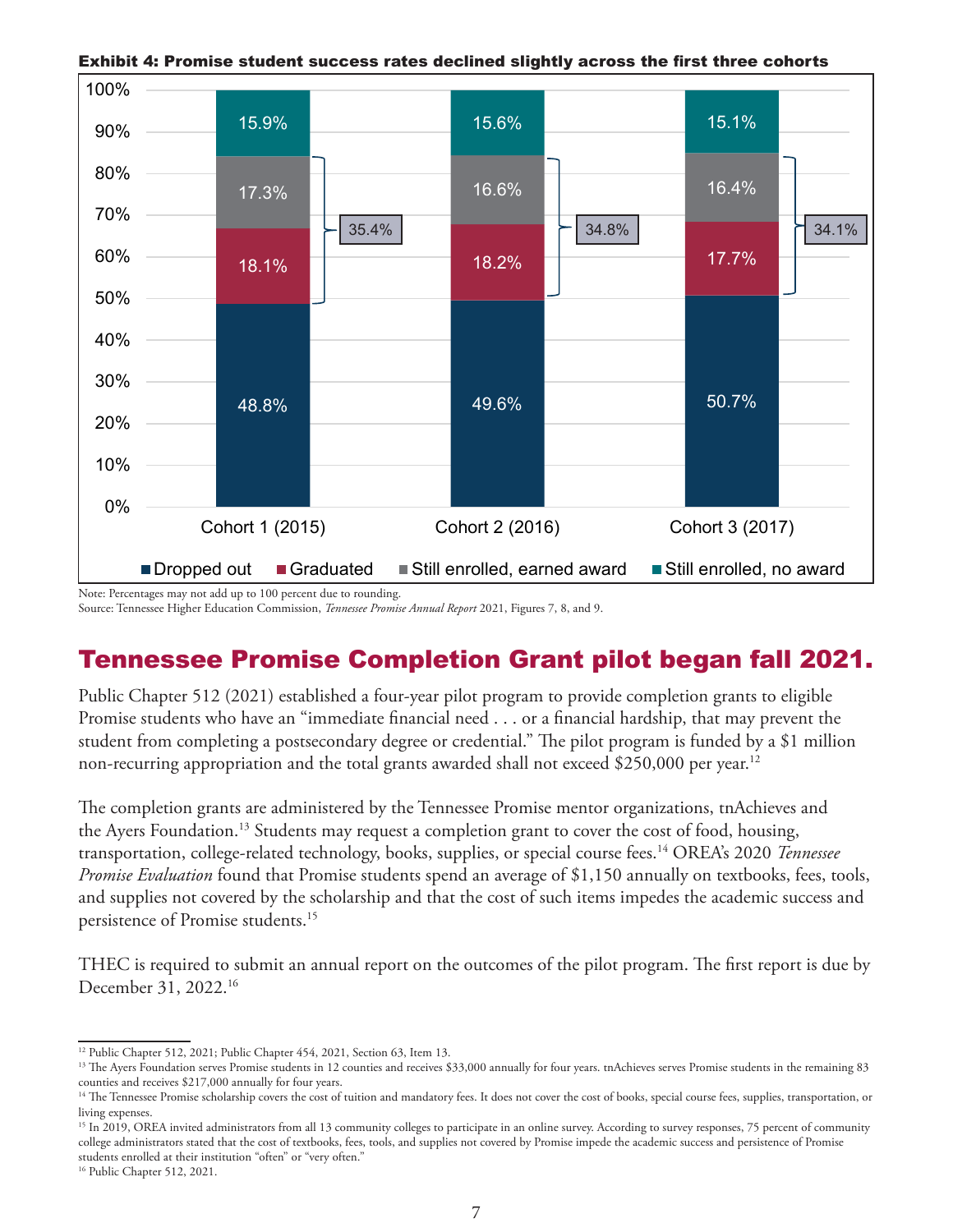**Exhibit 4: Promise student success rates declined slightly across the first three cohorts**

| | Cohort 1 (2015) | Cohort 2 (2016) | Cohort 3 (2017) |
|---|---|---|---|
| Dropped out | 48.8% | 49.6% | 50.7% |
| Graduated | 18.1% | 18.2% | 17.7% |
| Still enrolled, earned award | 17.3% | 16.6% | 16.4% |
| Still enrolled, no award | 15.9% | 15.6% | 15.1% |
| Graduated + Still enrolled, earned award | 35.4% | 34.8% | 34.1% |

Note: Percentages may not add up to 100 percent due to rounding.
Source: Tennessee Higher Education Commission, *Tennessee Promise Annual Report* 2021, Figures 7, 8, and 9.

## Tennessee Promise Completion Grant pilot began fall 2021.

Public Chapter 512 (2021) established a four-year pilot program to provide completion grants to eligible Promise students who have an "immediate financial need . . . or a financial hardship, that may prevent the student from completing a postsecondary degree or credential." The pilot program is funded by a $1 million non-recurring appropriation and the total grants awarded shall not exceed $250,000 per year.[12]

The completion grants are administered by the Tennessee Promise mentor organizations, tnAchieves and the Ayers Foundation.[13] Students may request a completion grant to cover the cost of food, housing, transportation, college-related technology, books, supplies, or special course fees.[14] OREA's 2020 *Tennessee Promise Evaluation* found that Promise students spend an average of $1,150 annually on textbooks, fees, tools, and supplies not covered by the scholarship and that the cost of such items impedes the academic success and persistence of Promise students.[15]

THEC is required to submit an annual report on the outcomes of the pilot program. The first report is due by December 31, 2022.[16]

---

[12] Public Chapter 512, 2021; Public Chapter 454, 2021, Section 63, Item 13.
[13] The Ayers Foundation serves Promise students in 12 counties and receives $33,000 annually for four years. tnAchieves serves Promise students in the remaining 83 counties and receives $217,000 annually for four years.
[14] The Tennessee Promise scholarship covers the cost of tuition and mandatory fees. It does not cover the cost of books, special course fees, supplies, transportation, or living expenses.
[15] In 2019, OREA invited administrators from all 13 community colleges to participate in an online survey. According to survey responses, 75 percent of community college administrators stated that the cost of textbooks, fees, tools, and supplies not covered by Promise impede the academic success and persistence of Promise students enrolled at their institution "often" or "very often."
[16] Public Chapter 512, 2021.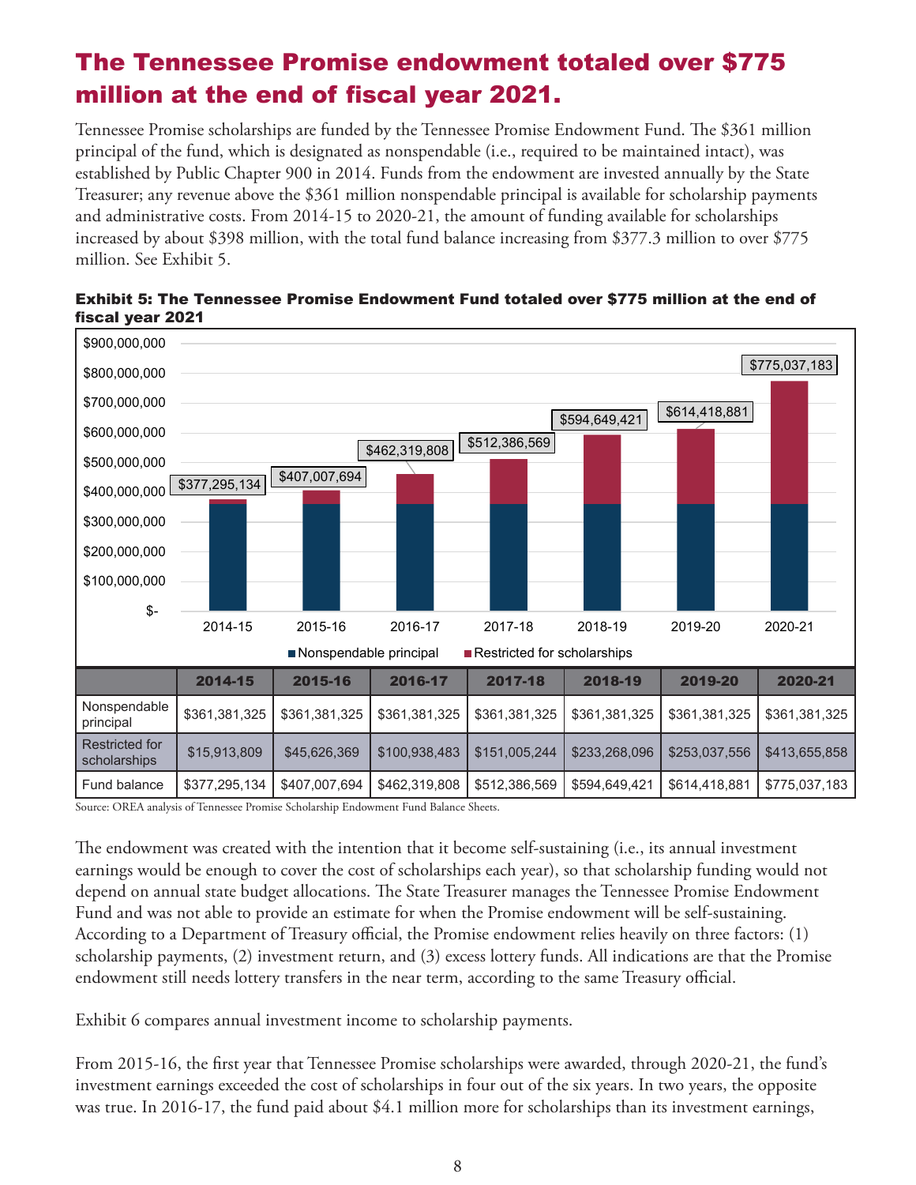## The Tennessee Promise endowment totaled over $775 million at the end of fiscal year 2021.

Tennessee Promise scholarships are funded by the Tennessee Promise Endowment Fund. The $361 million principal of the fund, which is designated as nonspendable (i.e., required to be maintained intact), was established by Public Chapter 900 in 2014. Funds from the endowment are invested annually by the State Treasurer; any revenue above the $361 million nonspendable principal is available for scholarship payments and administrative costs. From 2014-15 to 2020-21, the amount of funding available for scholarships increased by about $398 million, with the total fund balance increasing from $377.3 million to over $775 million. See Exhibit 5.

**Exhibit 5: The Tennessee Promise Endowment Fund totaled over $775 million at the end of fiscal year 2021**

| | 2014-15 | 2015-16 | 2016-17 | 2017-18 | 2018-19 | 2019-20 | 2020-21 |
|---|---|---|---|---|---|---|---|
| Nonspendable principal | $361,381,325 | $361,381,325 | $361,381,325 | $361,381,325 | $361,381,325 | $361,381,325 | $361,381,325 |
| Restricted for scholarships | $15,913,809 | $45,626,369 | $100,938,483 | $151,005,244 | $233,268,096 | $253,037,556 | $413,655,858 |
| Fund balance | $377,295,134 | $407,007,694 | $462,319,808 | $512,386,569 | $594,649,421 | $614,418,881 | $775,037,183 |

Source: OREA analysis of Tennessee Promise Scholarship Endowment Fund Balance Sheets.

The endowment was created with the intention that it become self-sustaining (i.e., its annual investment earnings would be enough to cover the cost of scholarships each year), so that scholarship funding would not depend on annual state budget allocations. The State Treasurer manages the Tennessee Promise Endowment Fund and was not able to provide an estimate for when the Promise endowment will be self-sustaining. According to a Department of Treasury official, the Promise endowment relies heavily on three factors: (1) scholarship payments, (2) investment return, and (3) excess lottery funds. All indications are that the Promise endowment still needs lottery transfers in the near term, according to the same Treasury official.

Exhibit 6 compares annual investment income to scholarship payments.

From 2015-16, the first year that Tennessee Promise scholarships were awarded, through 2020-21, the fund's investment earnings exceeded the cost of scholarships in four out of the six years. In two years, the opposite was true. In 2016-17, the fund paid about $4.1 million more for scholarships than its investment earnings,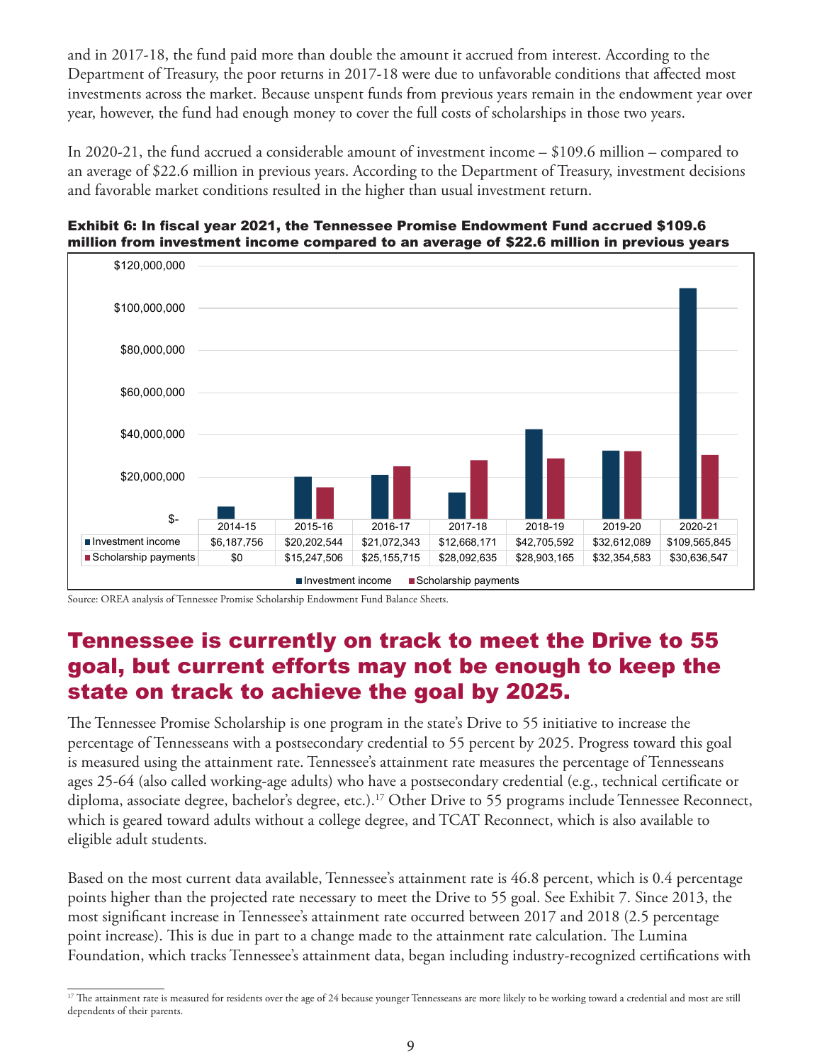and in 2017-18, the fund paid more than double the amount it accrued from interest. According to the Department of Treasury, the poor returns in 2017-18 were due to unfavorable conditions that affected most investments across the market. Because unspent funds from previous years remain in the endowment year over year, however, the fund had enough money to cover the full costs of scholarships in those two years.

In 2020-21, the fund accrued a considerable amount of investment income – $109.6 million – compared to an average of $22.6 million in previous years. According to the Department of Treasury, investment decisions and favorable market conditions resulted in the higher than usual investment return.

**Exhibit 6: In fiscal year 2021, the Tennessee Promise Endowment Fund accrued $109.6 million from investment income compared to an average of $22.6 million in previous years**

| | 2014-15 | 2015-16 | 2016-17 | 2017-18 | 2018-19 | 2019-20 | 2020-21 |
|---|---|---|---|---|---|---|---|
| Investment income | $6,187,756 | $20,202,544 | $21,072,343 | $12,668,171 | $42,705,592 | $32,612,089 | $109,565,845 |
| Scholarship payments | $0 | $15,247,506 | $25,155,715 | $28,092,635 | $28,903,165 | $32,354,583 | $30,636,547 |

Source: OREA analysis of Tennessee Promise Scholarship Endowment Fund Balance Sheets.

## Tennessee is currently on track to meet the Drive to 55 goal, but current efforts may not be enough to keep the state on track to achieve the goal by 2025.

The Tennessee Promise Scholarship is one program in the state's Drive to 55 initiative to increase the percentage of Tennesseans with a postsecondary credential to 55 percent by 2025. Progress toward this goal is measured using the attainment rate. Tennessee's attainment rate measures the percentage of Tennesseans ages 25-64 (also called working-age adults) who have a postsecondary credential (e.g., technical certificate or diploma, associate degree, bachelor's degree, etc.).[17] Other Drive to 55 programs include Tennessee Reconnect, which is geared toward adults without a college degree, and TCAT Reconnect, which is also available to eligible adult students.

Based on the most current data available, Tennessee's attainment rate is 46.8 percent, which is 0.4 percentage points higher than the projected rate necessary to meet the Drive to 55 goal. See Exhibit 7. Since 2013, the most significant increase in Tennessee's attainment rate occurred between 2017 and 2018 (2.5 percentage point increase). This is due in part to a change made to the attainment rate calculation. The Lumina Foundation, which tracks Tennessee's attainment data, began including industry-recognized certifications with

[17] The attainment rate is measured for residents over the age of 24 because younger Tennesseans are more likely to be working toward a credential and most are still dependents of their parents.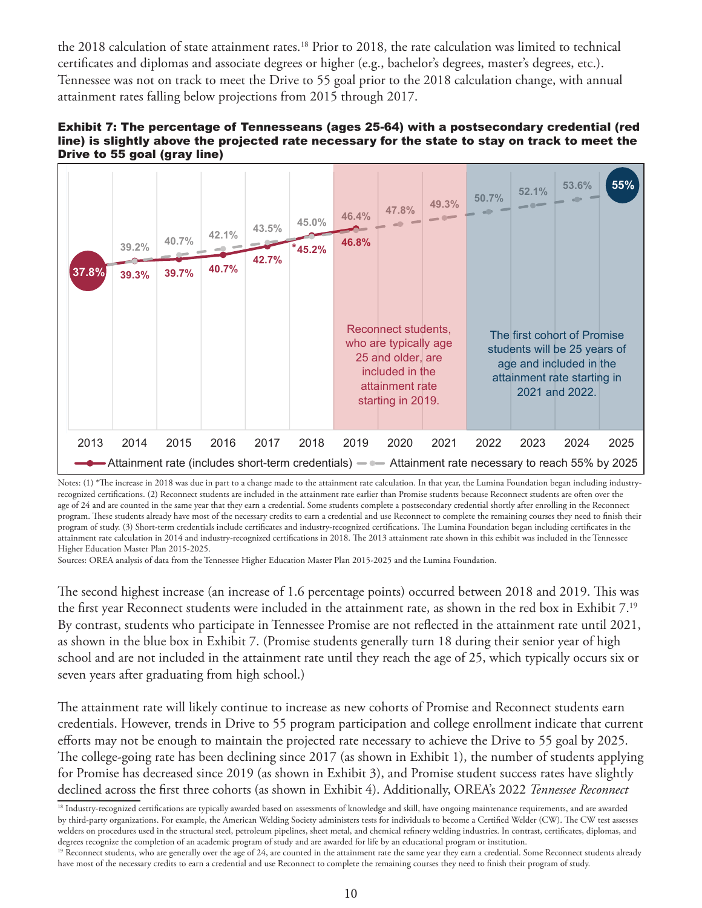the 2018 calculation of state attainment rates.[18] Prior to 2018, the rate calculation was limited to technical certificates and diplomas and associate degrees or higher (e.g., bachelor's degrees, master's degrees, etc.). Tennessee was not on track to meet the Drive to 55 goal prior to the 2018 calculation change, with annual attainment rates falling below projections from 2015 through 2017.

**Exhibit 7: The percentage of Tennesseans (ages 25-64) with a postsecondary credential (red line) is slightly above the projected rate necessary for the state to stay on track to meet the Drive to 55 goal (gray line)**

| Year | Attainment rate (includes short-term credentials) | Attainment rate necessary to reach 55% by 2025 |
|---|---|---|
| 2013 | 37.8% | 37.8% |
| 2014 | 39.3% | 39.2% |
| 2015 | 39.7% | 40.7% |
| 2016 | 40.7% | 42.1% |
| 2017 | 42.7% | 43.5% |
| 2018 | *45.2% | 45.0% |
| 2019 | 46.8% | 46.4% |
| 2020 | | 47.8% |
| 2021 | | 49.3% |
| 2022 | | 50.7% |
| 2023 | | 52.1% |
| 2024 | | 53.6% |
| 2025 | | 55% |

Reconnect students, who are typically age 25 and older, are included in the attainment rate starting in 2019.

The first cohort of Promise students will be 25 years of age and included in the attainment rate starting in 2021 and 2022.

Notes: (1) *The increase in 2018 was due in part to a change made to the attainment rate calculation. In that year, the Lumina Foundation began including industry-recognized certifications. (2) Reconnect students are included in the attainment rate earlier than Promise students because Reconnect students are often over the age of 24 and are counted in the same year that they earn a credential. Some students complete a postsecondary credential shortly after enrolling in the Reconnect program. These students already have most of the necessary credits to earn a credential and use Reconnect to complete the remaining courses they need to finish their program of study. (3) Short-term credentials include certificates and industry-recognized certifications. The Lumina Foundation began including certificates in the attainment rate calculation in 2014 and industry-recognized certifications in 2018. The 2013 attainment rate shown in this exhibit was included in the Tennessee Higher Education Master Plan 2015-2025.

Sources: OREA analysis of data from the Tennessee Higher Education Master Plan 2015-2025 and the Lumina Foundation.

The second highest increase (an increase of 1.6 percentage points) occurred between 2018 and 2019. This was the first year Reconnect students were included in the attainment rate, as shown in the red box in Exhibit 7.[19] By contrast, students who participate in Tennessee Promise are not reflected in the attainment rate until 2021, as shown in the blue box in Exhibit 7. (Promise students generally turn 18 during their senior year of high school and are not included in the attainment rate until they reach the age of 25, which typically occurs six or seven years after graduating from high school.)

The attainment rate will likely continue to increase as new cohorts of Promise and Reconnect students earn credentials. However, trends in Drive to 55 program participation and college enrollment indicate that current efforts may not be enough to maintain the projected rate necessary to achieve the Drive to 55 goal by 2025. The college-going rate has been declining since 2017 (as shown in Exhibit 1), the number of students applying for Promise has decreased since 2019 (as shown in Exhibit 3), and Promise student success rates have slightly declined across the first three cohorts (as shown in Exhibit 4). Additionally, OREA's 2022 *Tennessee Reconnect*

[18] Industry-recognized certifications are typically awarded based on assessments of knowledge and skill, have ongoing maintenance requirements, and are awarded by third-party organizations. For example, the American Welding Society administers tests for individuals to become a Certified Welder (CW). The CW test assesses welders on procedures used in the structural steel, petroleum pipelines, sheet metal, and chemical refinery welding industries. In contrast, certificates, diplomas, and degrees recognize the completion of an academic program of study and are awarded for life by an educational program or institution.

[19] Reconnect students, who are generally over the age of 24, are counted in the attainment rate the same year they earn a credential. Some Reconnect students already have most of the necessary credits to earn a credential and use Reconnect to complete the remaining courses they need to finish their program of study.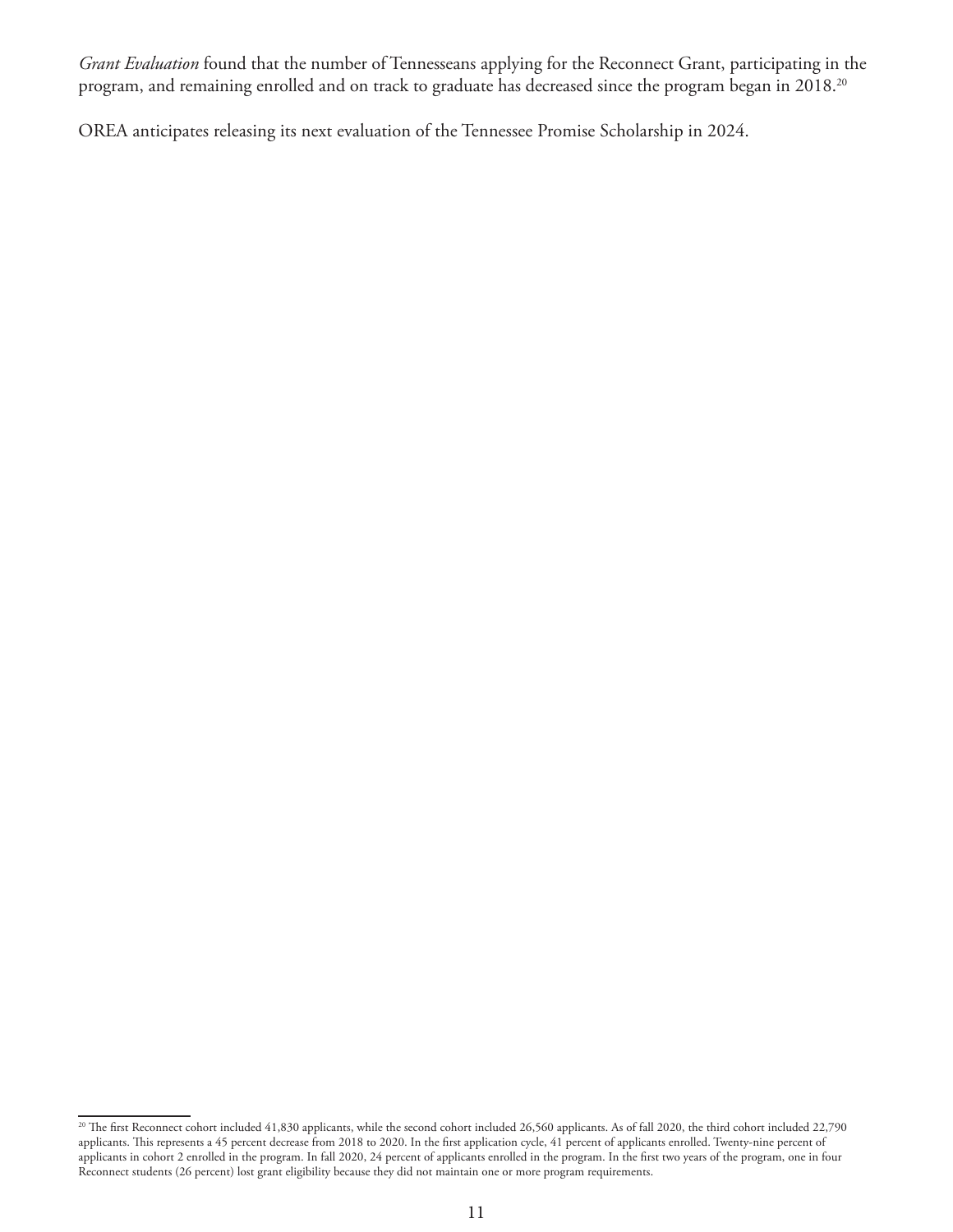*Grant Evaluation* found that the number of Tennesseans applying for the Reconnect Grant, participating in the program, and remaining enrolled and on track to graduate has decreased since the program began in 2018.[20]

OREA anticipates releasing its next evaluation of the Tennessee Promise Scholarship in 2024.

---

[20] The first Reconnect cohort included 41,830 applicants, while the second cohort included 26,560 applicants. As of fall 2020, the third cohort included 22,790 applicants. This represents a 45 percent decrease from 2018 to 2020. In the first application cycle, 41 percent of applicants enrolled. Twenty-nine percent of applicants in cohort 2 enrolled in the program. In fall 2020, 24 percent of applicants enrolled in the program. In the first two years of the program, one in four Reconnect students (26 percent) lost grant eligibility because they did not maintain one or more program requirements.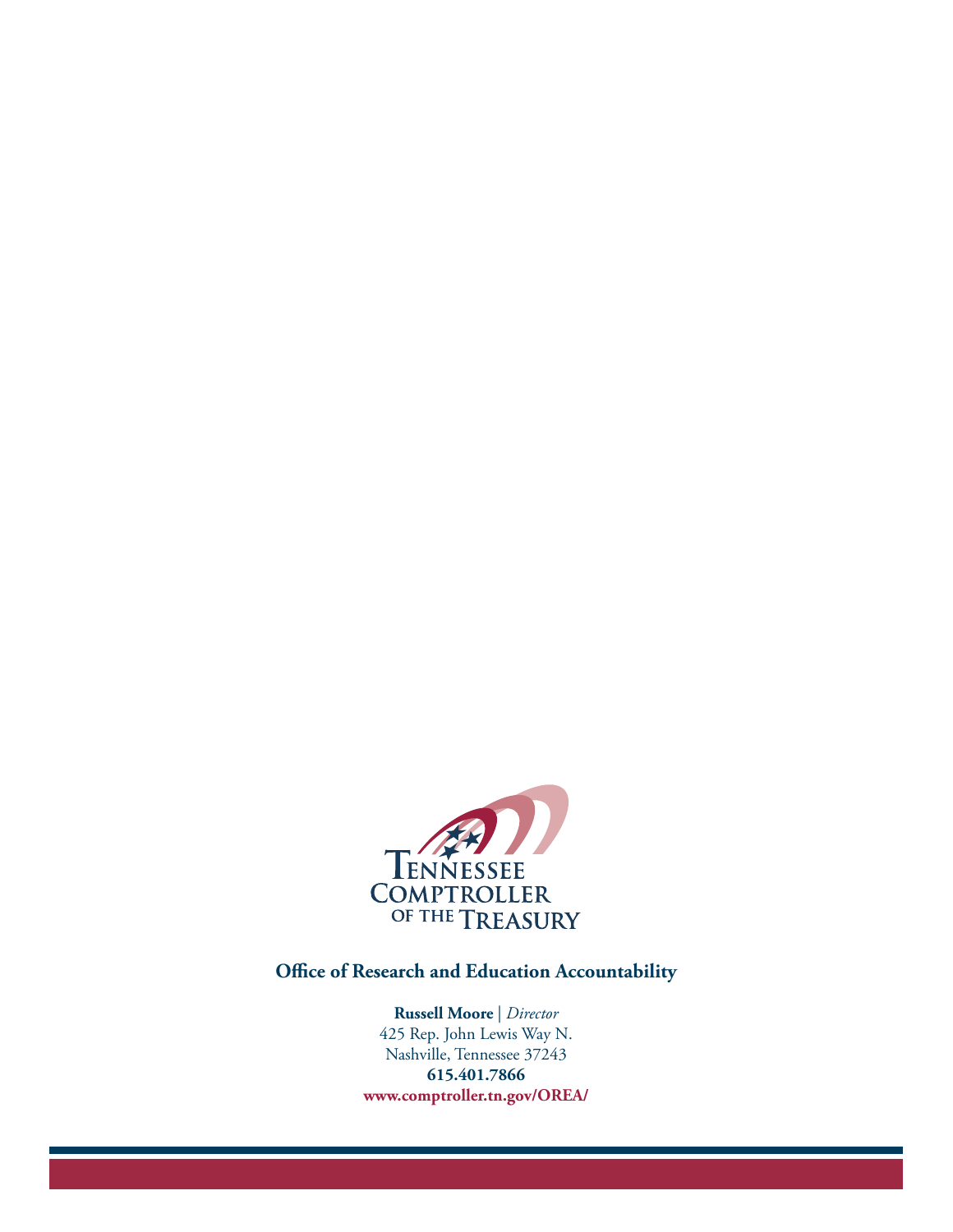Tennessee Comptroller of the Treasury

**Office of Research and Education Accountability**

**Russell Moore** | *Director*
425 Rep. John Lewis Way N.
Nashville, Tennessee 37243
**615.401.7866**
**www.comptroller.tn.gov/OREA/**